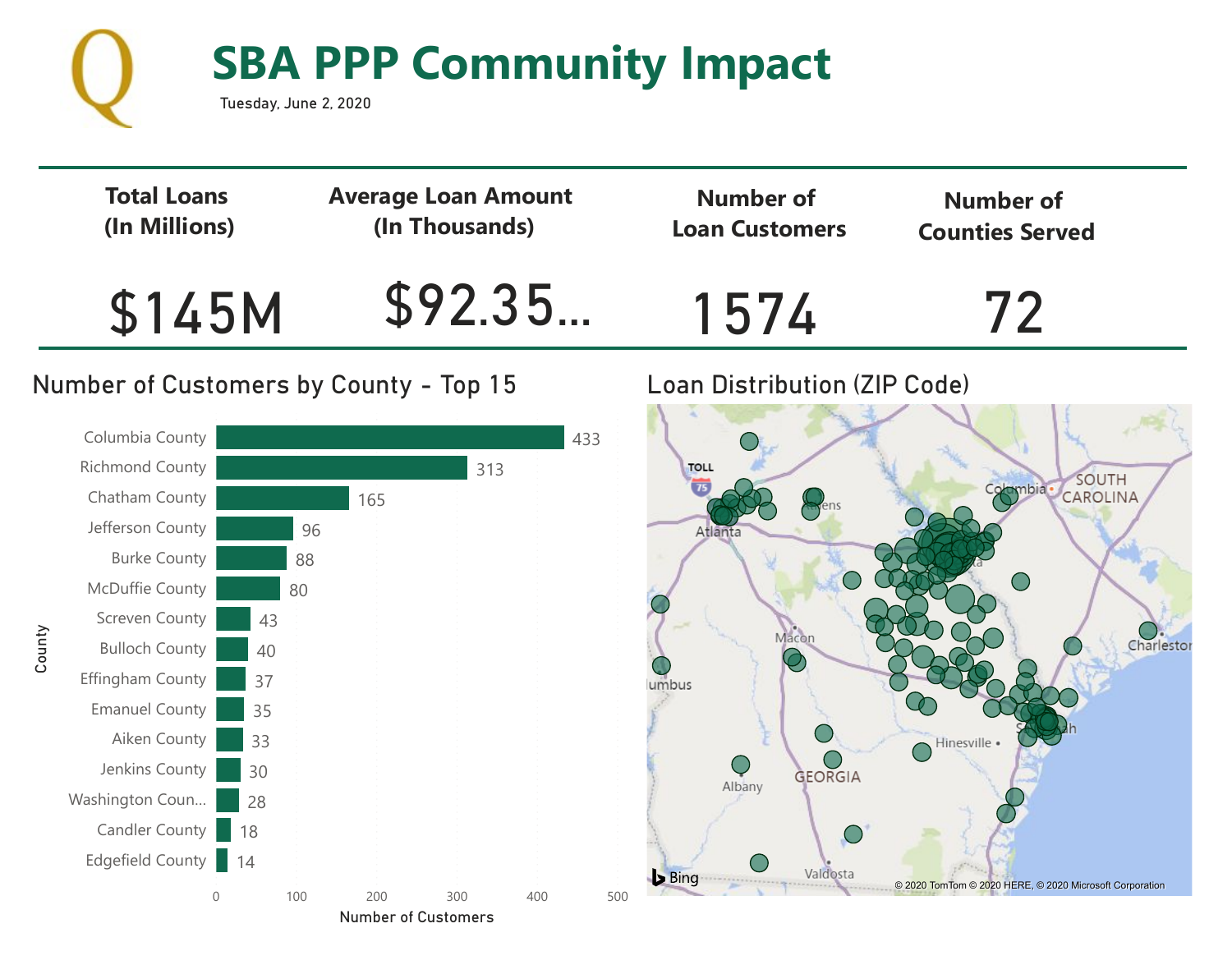# SBA PPP Community Impact

Tuesday, June 2, 2020

| Total Loans (In Millions) | Average Loan Amount (In Thousands) | Number of Loan Customers | Number of Counties Served |
|---|---|---|---|
| $145M | $92.35... | 1574 | 72 |

## Number of Customers by County - Top 15

| County | Number of Customers |
|---|---|
| Columbia County | 433 |
| Richmond County | 313 |
| Chatham County | 165 |
| Jefferson County | 96 |
| Burke County | 88 |
| McDuffie County | 80 |
| Screven County | 43 |
| Bulloch County | 40 |
| Effingham County | 37 |
| Emanuel County | 35 |
| Aiken County | 33 |
| Jenkins County | 30 |
| Washington Coun... | 28 |
| Candler County | 18 |
| Edgefield County | 14 |

## Loan Distribution (ZIP Code)

© 2020 TomTom © 2020 HERE, © 2020 Microsoft Corporation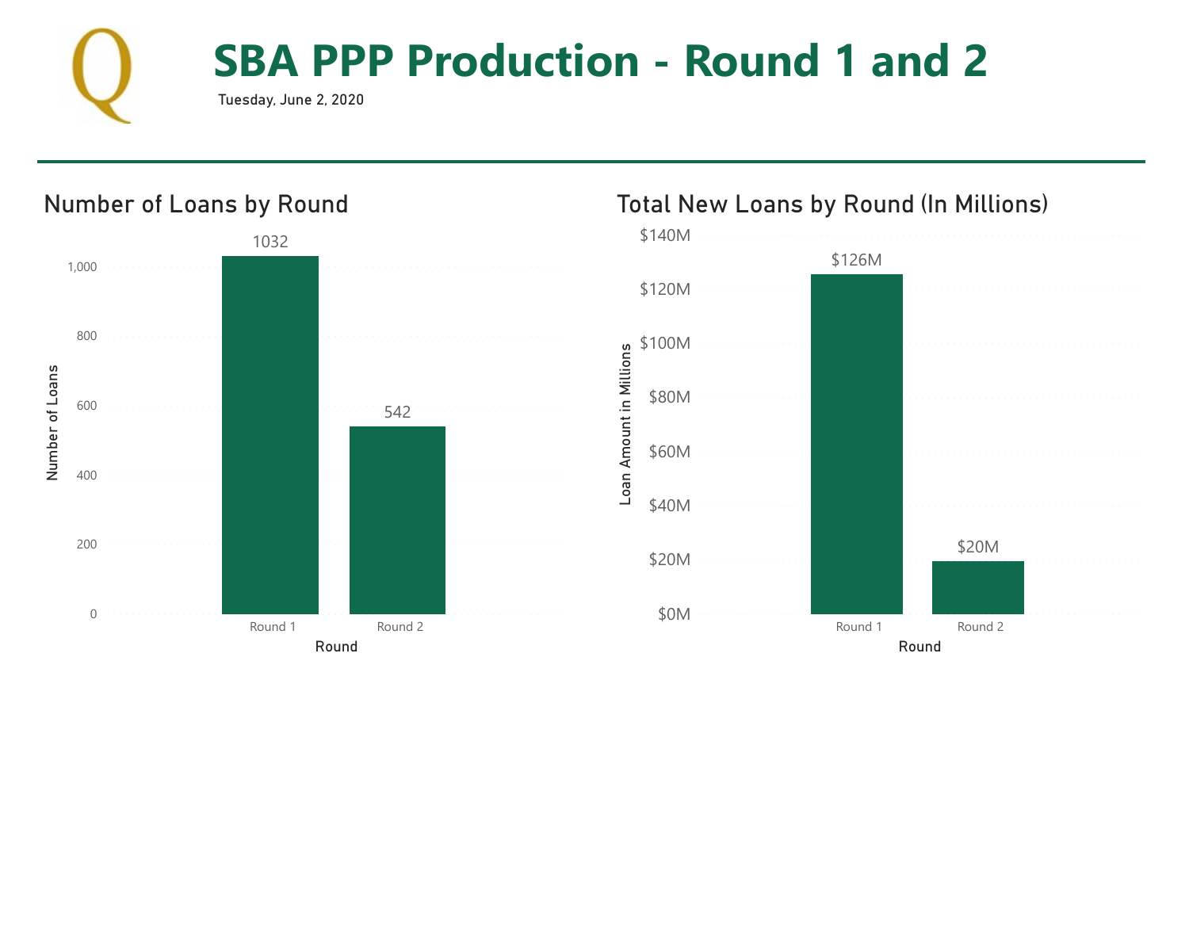# SBA PPP Production - Round 1 and 2

Tuesday, June 2, 2020

## Number of Loans by Round

| Round | Number of Loans |
|---|---|
| Round 1 | 1032 |
| Round 2 | 542 |

## Total New Loans by Round (In Millions)

| Round | Loan Amount in Millions |
|---|---|
| Round 1 | $126M |
| Round 2 | $20M |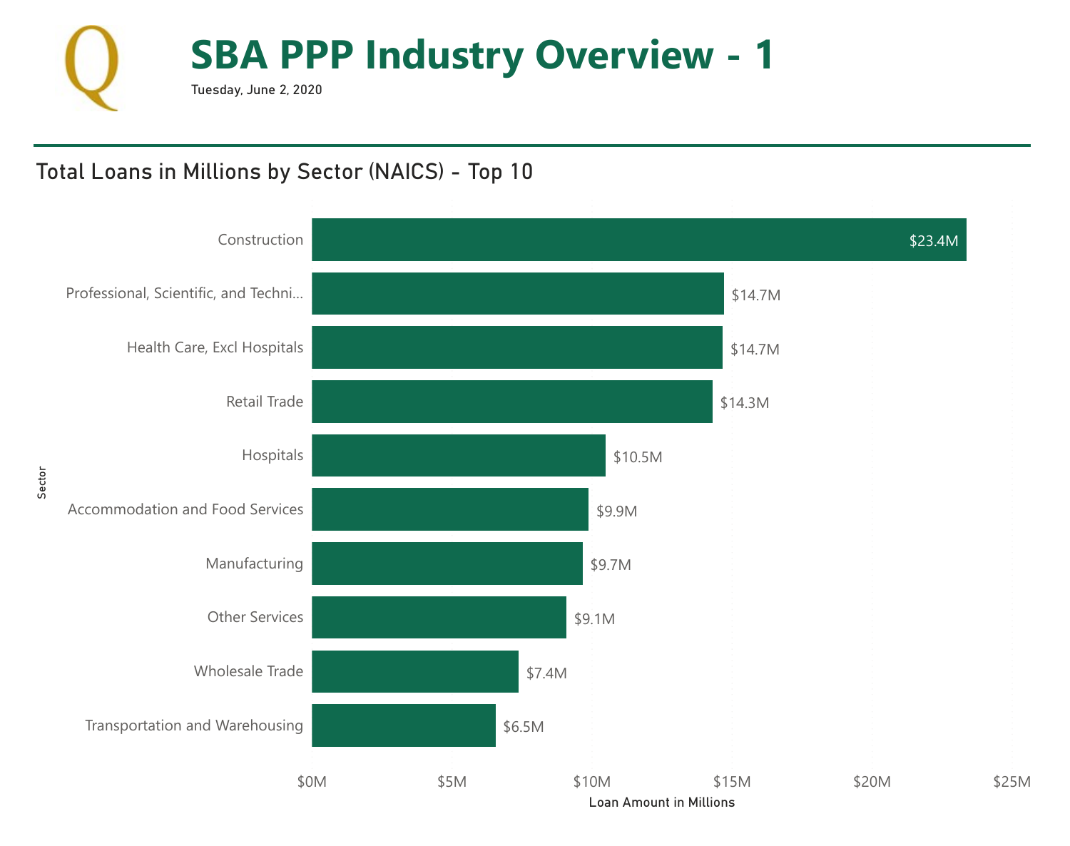# SBA PPP Industry Overview - 1

Tuesday, June 2, 2020

## Total Loans in Millions by Sector (NAICS) - Top 10

| Sector | Loan Amount in Millions |
| --- | --- |
| Construction | $23.4M |
| Professional, Scientific, and Techni... | $14.7M |
| Health Care, Excl Hospitals | $14.7M |
| Retail Trade | $14.3M |
| Hospitals | $10.5M |
| Accommodation and Food Services | $9.9M |
| Manufacturing | $9.7M |
| Other Services | $9.1M |
| Wholesale Trade | $7.4M |
| Transportation and Warehousing | $6.5M |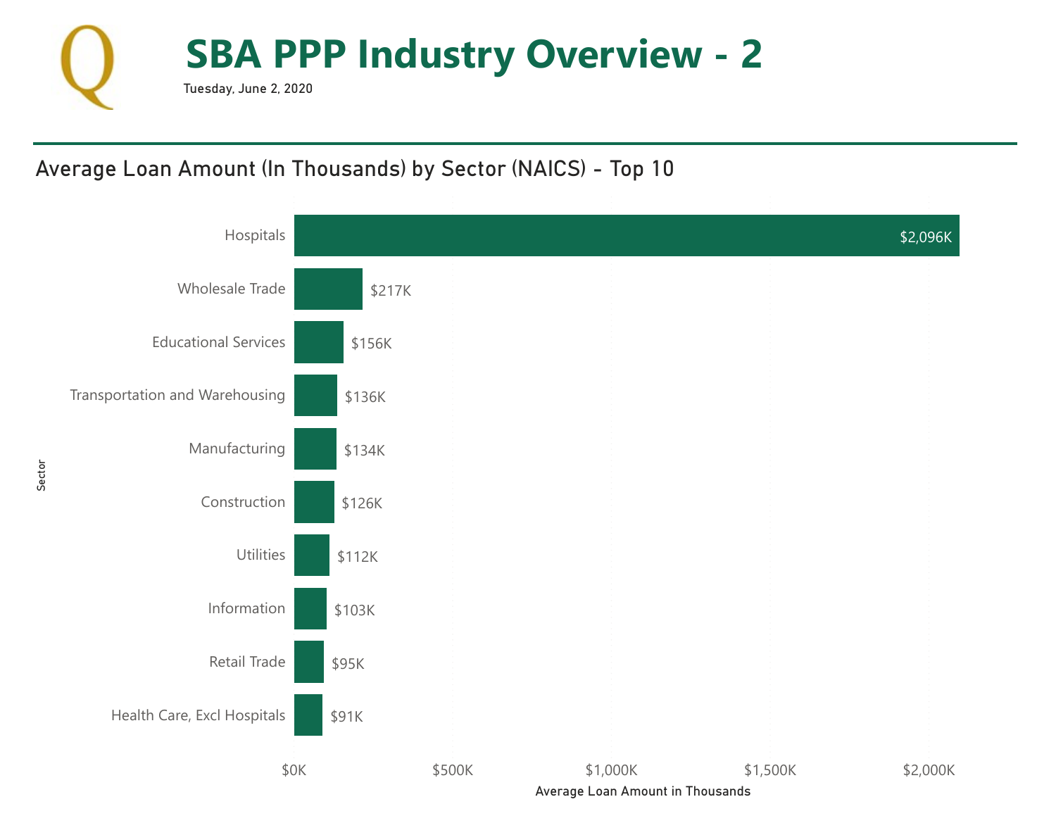# SBA PPP Industry Overview - 2

Tuesday, June 2, 2020

## Average Loan Amount (In Thousands) by Sector (NAICS) - Top 10

| Sector | Average Loan Amount in Thousands |
|---|---|
| Hospitals | $2,096K |
| Wholesale Trade | $217K |
| Educational Services | $156K |
| Transportation and Warehousing | $136K |
| Manufacturing | $134K |
| Construction | $126K |
| Utilities | $112K |
| Information | $103K |
| Retail Trade | $95K |
| Health Care, Excl Hospitals | $91K |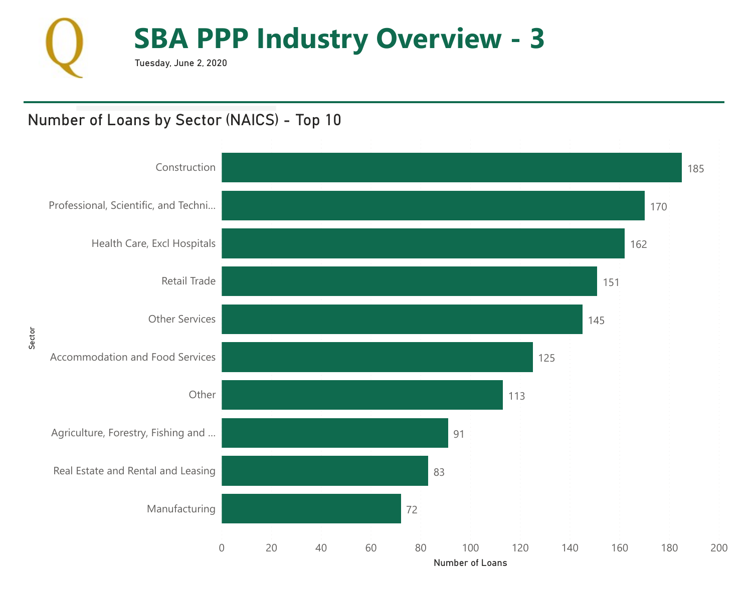# SBA PPP Industry Overview - 3

Tuesday, June 2, 2020

## Number of Loans by Sector (NAICS) - Top 10

Sector

Construction
Professional, Scientific, and Techni...
Health Care, Excl Hospitals
Retail Trade
Other Services
Accommodation and Food Services
Other
Agriculture, Forestry, Fishing and ...
Real Estate and Rental and Leasing
Manufacturing

185
170
162
151
145
125
113
91
83
72

0 20 40 60 80 100 120 140 160 180 200

Number of Loans